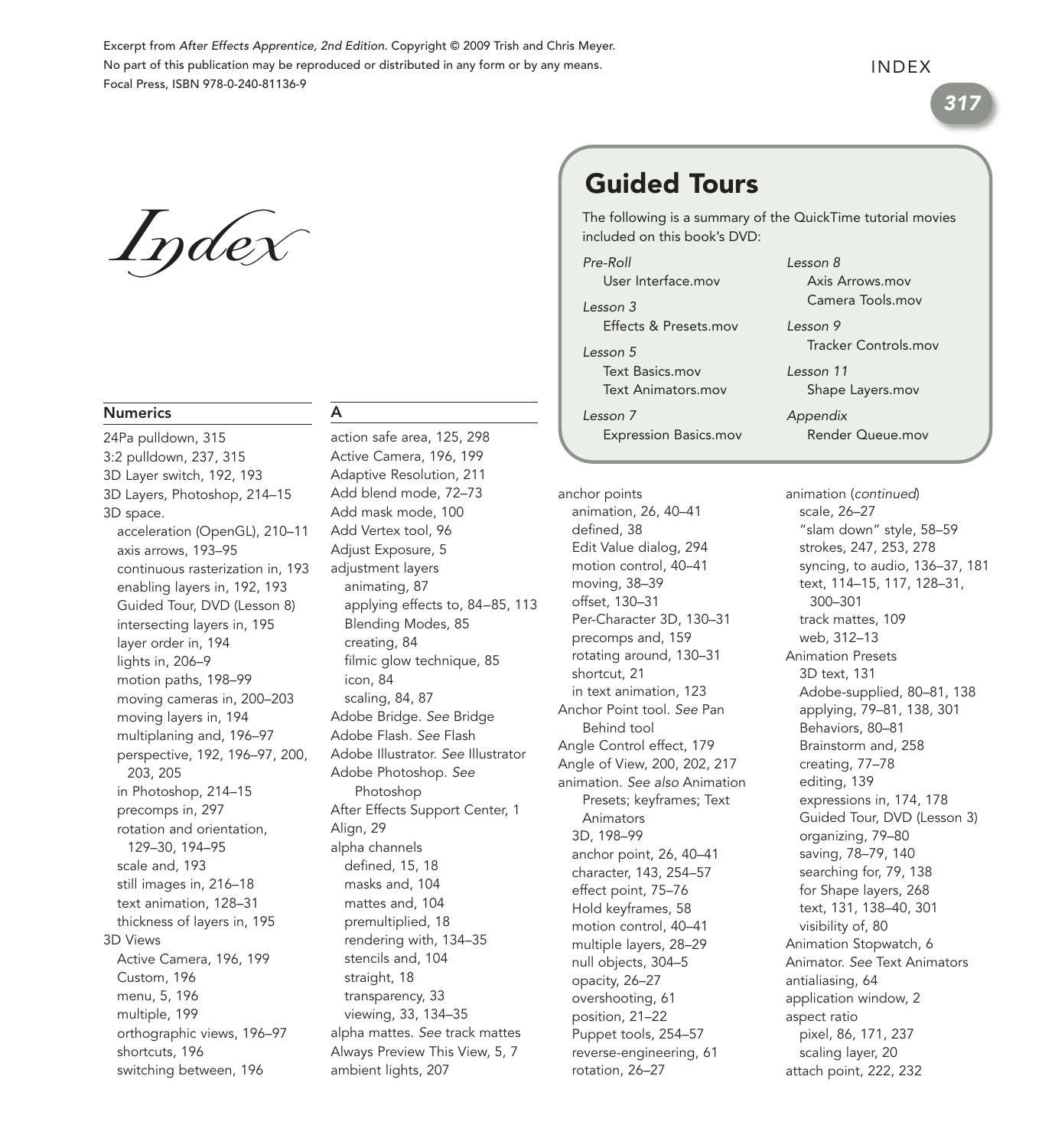Excerpt from *After Effects Apprentice, 2nd Edition*. Copyright © 2009 Trish and Chris Meyer.
No part of this publication may be reproduced or distributed in any form or by any means.
Focal Press, ISBN 978-0-240-81136-9

# *Index*

## Guided Tours

The following is a summary of the QuickTime tutorial movies included on this book's DVD:

*Pre-Roll*
- User Interface.mov

*Lesson 3*
- Effects & Presets.mov

*Lesson 5*
- Text Basics.mov
- Text Animators.mov

*Lesson 7*
- Expression Basics.mov

*Lesson 8*
- Axis Arrows.mov
- Camera Tools.mov

*Lesson 9*
- Tracker Controls.mov

*Lesson 11*
- Shape Layers.mov

*Appendix*
- Render Queue.mov

### Numerics

24Pa pulldown, 315
3:2 pulldown, 237, 315
3D Layer switch, 192, 193
3D Layers, Photoshop, 214–15
3D space.
- acceleration (OpenGL), 210–11
- axis arrows, 193–95
- continuous rasterization in, 193
- enabling layers in, 192, 193
- Guided Tour, DVD (Lesson 8)
- intersecting layers in, 195
- layer order in, 194
- lights in, 206–9
- motion paths, 198–99
- moving cameras in, 200–203
- moving layers in, 194
- multiplaning and, 196–97
- perspective, 192, 196–97, 200, 203, 205
- in Photoshop, 214–15
- precomps in, 297
- rotation and orientation, 129–30, 194–95
- scale and, 193
- still images in, 216–18
- text animation, 128–31
- thickness of layers in, 195

3D Views
- Active Camera, 196, 199
- Custom, 196
- menu, 5, 196
- multiple, 199
- orthographic views, 196–97
- shortcuts, 196
- switching between, 196

### A

action safe area, 125, 298
Active Camera, 196, 199
Adaptive Resolution, 211
Add blend mode, 72–73
Add mask mode, 100
Add Vertex tool, 96
Adjust Exposure, 5
adjustment layers
- animating, 87
- applying effects to, 84–85, 113
- Blending Modes, 85
- creating, 84
- filmic glow technique, 85
- icon, 84
- scaling, 84, 87

Adobe Bridge. *See* Bridge
Adobe Flash. *See* Flash
Adobe Illustrator. *See* Illustrator
Adobe Photoshop. *See* Photoshop
After Effects Support Center, 1
Align, 29
alpha channels
- defined, 15, 18
- masks and, 104
- mattes and, 104
- premultiplied, 18
- rendering with, 134–35
- stencils and, 104
- straight, 18
- transparency, 33
- viewing, 33, 134–35

alpha mattes. *See* track mattes
Always Preview This View, 5, 7
ambient lights, 207

anchor points
- animation, 26, 40–41
- defined, 38
- Edit Value dialog, 294
- motion control, 40–41
- moving, 38–39
- offset, 130–31
- Per-Character 3D, 130–31
- precomps and, 159
- rotating around, 130–31
- shortcut, 21
- in text animation, 123

Anchor Point tool. *See* Pan Behind tool
Angle Control effect, 179
Angle of View, 200, 202, 217
animation. *See also* Animation Presets; keyframes; Text Animators
- 3D, 198–99
- anchor point, 26, 40–41
- character, 143, 254–57
- effect point, 75–76
- Hold keyframes, 58
- motion control, 40–41
- multiple layers, 28–29
- null objects, 304–5
- opacity, 26–27
- overshooting, 61
- position, 21–22
- Puppet tools, 254–57
- reverse-engineering, 61
- rotation, 26–27
- scale, 26–27
- "slam down" style, 58–59
- strokes, 247, 253, 278
- syncing, to audio, 136–37, 181
- text, 114–15, 117, 128–31, 300–301
- track mattes, 109
- web, 312–13

Animation Presets
- 3D text, 131
- Adobe-supplied, 80–81, 138
- applying, 79–81, 138, 301
- Behaviors, 80–81
- Brainstorm and, 258
- creating, 77–78
- editing, 139
- expressions in, 174, 178
- Guided Tour, DVD (Lesson 3)
- organizing, 79–80
- saving, 78–79, 140
- searching for, 79, 138
- for Shape layers, 268
- text, 131, 138–40, 301
- visibility of, 80

Animation Stopwatch, 6
Animator. *See* Text Animators
antialiasing, 64
application window, 2
aspect ratio
- pixel, 86, 171, 237
- scaling layer, 20

attach point, 222, 232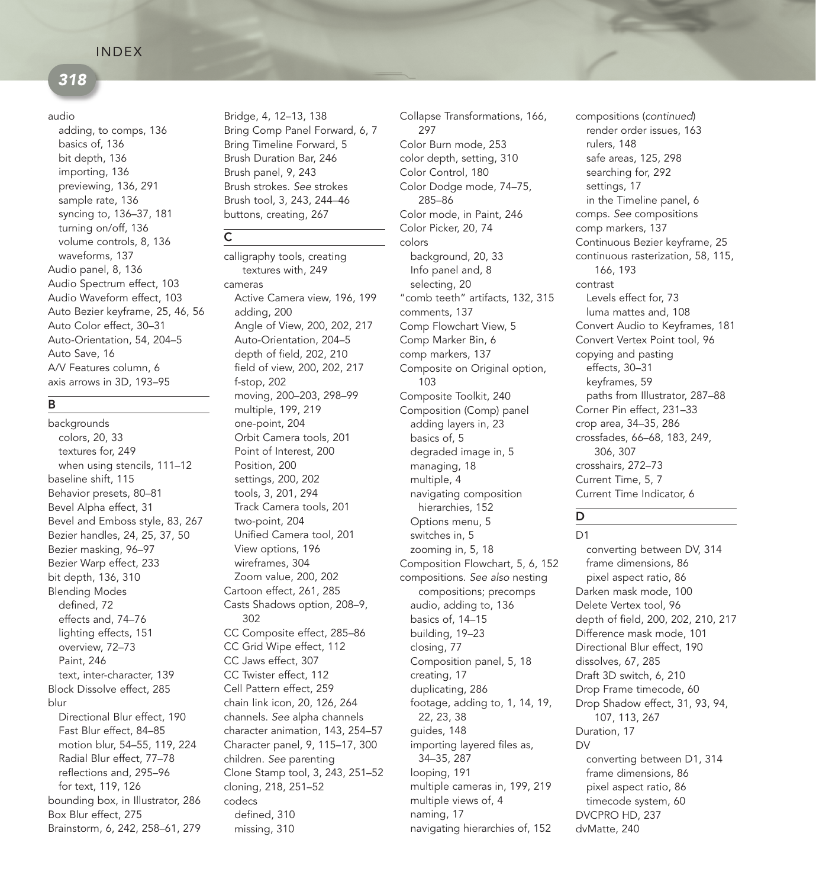audio
- adding, to comps, 136
- basics of, 136
- bit depth, 136
- importing, 136
- previewing, 136, 291
- sample rate, 136
- syncing to, 136–37, 181
- turning on/off, 136
- volume controls, 8, 136
- waveforms, 137

Audio panel, 8, 136
Audio Spectrum effect, 103
Audio Waveform effect, 103
Auto Bezier keyframe, 25, 46, 56
Auto Color effect, 30–31
Auto-Orientation, 54, 204–5
Auto Save, 16
A/V Features column, 6
axis arrows in 3D, 193–95

## B

backgrounds
- colors, 20, 33
- textures for, 249
- when using stencils, 111–12

baseline shift, 115
Behavior presets, 80–81
Bevel Alpha effect, 31
Bevel and Emboss style, 83, 267
Bezier handles, 24, 25, 37, 50
Bezier masking, 96–97
Bezier Warp effect, 233
bit depth, 136, 310
Blending Modes
- defined, 72
- effects and, 74–76
- lighting effects, 151
- overview, 72–73
- Paint, 246
- text, inter-character, 139

Block Dissolve effect, 285
blur
- Directional Blur effect, 190
- Fast Blur effect, 84–85
- motion blur, 54–55, 119, 224
- Radial Blur effect, 77–78
- reflections and, 295–96
- for text, 119, 126

bounding box, in Illustrator, 286
Box Blur effect, 275
Brainstorm, 6, 242, 258–61, 279
Bridge, 4, 12–13, 138
Bring Comp Panel Forward, 6, 7
Bring Timeline Forward, 5
Brush Duration Bar, 246
Brush panel, 9, 243
Brush strokes. *See* strokes
Brush tool, 3, 243, 244–46
buttons, creating, 267

## C

calligraphy tools, creating textures with, 249
cameras
- Active Camera view, 196, 199
- adding, 200
- Angle of View, 200, 202, 217
- Auto-Orientation, 204–5
- depth of field, 202, 210
- field of view, 200, 202, 217
- f-stop, 202
- moving, 200–203, 298–99
- multiple, 199, 219
- one-point, 204
- Orbit Camera tools, 201
- Point of Interest, 200
- Position, 200
- settings, 200, 202
- tools, 3, 201, 294
- Track Camera tools, 201
- two-point, 204
- Unified Camera tool, 201
- View options, 196
- wireframes, 304
- Zoom value, 200, 202

Cartoon effect, 261, 285
Casts Shadows option, 208–9, 302
CC Composite effect, 285–86
CC Grid Wipe effect, 112
CC Jaws effect, 307
CC Twister effect, 112
Cell Pattern effect, 259
chain link icon, 20, 126, 264
channels. *See* alpha channels
character animation, 143, 254–57
Character panel, 9, 115–17, 300
children. *See* parenting
Clone Stamp tool, 3, 243, 251–52
cloning, 218, 251–52
codecs
- defined, 310
- missing, 310

Collapse Transformations, 166, 297
Color Burn mode, 253
color depth, setting, 310
Color Control, 180
Color Dodge mode, 74–75, 285–86
Color mode, in Paint, 246
Color Picker, 20, 74
colors
- background, 20, 33
- Info panel and, 8
- selecting, 20

"comb teeth" artifacts, 132, 315
comments, 137
Comp Flowchart View, 5
Comp Marker Bin, 6
comp markers, 137
Composite on Original option, 103
Composite Toolkit, 240
Composition (Comp) panel
- adding layers in, 23
- basics of, 5
- degraded image in, 5
- managing, 18
- multiple, 4
- navigating composition hierarchies, 152
- Options menu, 5
- switches in, 5
- zooming in, 5, 18

Composition Flowchart, 5, 6, 152
compositions. *See also* nesting compositions; precomps
- audio, adding to, 136
- basics of, 14–15
- building, 19–23
- closing, 77
- Composition panel, 5, 18
- creating, 17
- duplicating, 286
- footage, adding to, 1, 14, 19, 22, 23, 38
- guides, 148
- importing layered files as, 34–35, 287
- looping, 191
- multiple cameras in, 199, 219
- multiple views of, 4
- naming, 17
- navigating hierarchies of, 152

compositions (*continued*)
- render order issues, 163
- rulers, 148
- safe areas, 125, 298
- searching for, 292
- settings, 17
- in the Timeline panel, 6

comps. *See* compositions
comp markers, 137
Continuous Bezier keyframe, 25
continuous rasterization, 58, 115, 166, 193
contrast
- Levels effect for, 73
- luma mattes and, 108

Convert Audio to Keyframes, 181
Convert Vertex Point tool, 96
copying and pasting
- effects, 30–31
- keyframes, 59
- paths from Illustrator, 287–88

Corner Pin effect, 231–33
crop area, 34–35, 286
crossfades, 66–68, 183, 249, 306, 307
crosshairs, 272–73
Current Time, 5, 7
Current Time Indicator, 6

## D

D1
- converting between DV, 314
- frame dimensions, 86
- pixel aspect ratio, 86

Darken mask mode, 100
Delete Vertex tool, 96
depth of field, 200, 202, 210, 217
Difference mask mode, 101
Directional Blur effect, 190
dissolves, 67, 285
Draft 3D switch, 6, 210
Drop Frame timecode, 60
Drop Shadow effect, 31, 93, 94, 107, 113, 267
Duration, 17
DV
- converting between D1, 314
- frame dimensions, 86
- pixel aspect ratio, 86
- timecode system, 60

DVCPRO HD, 237
dvMatte, 240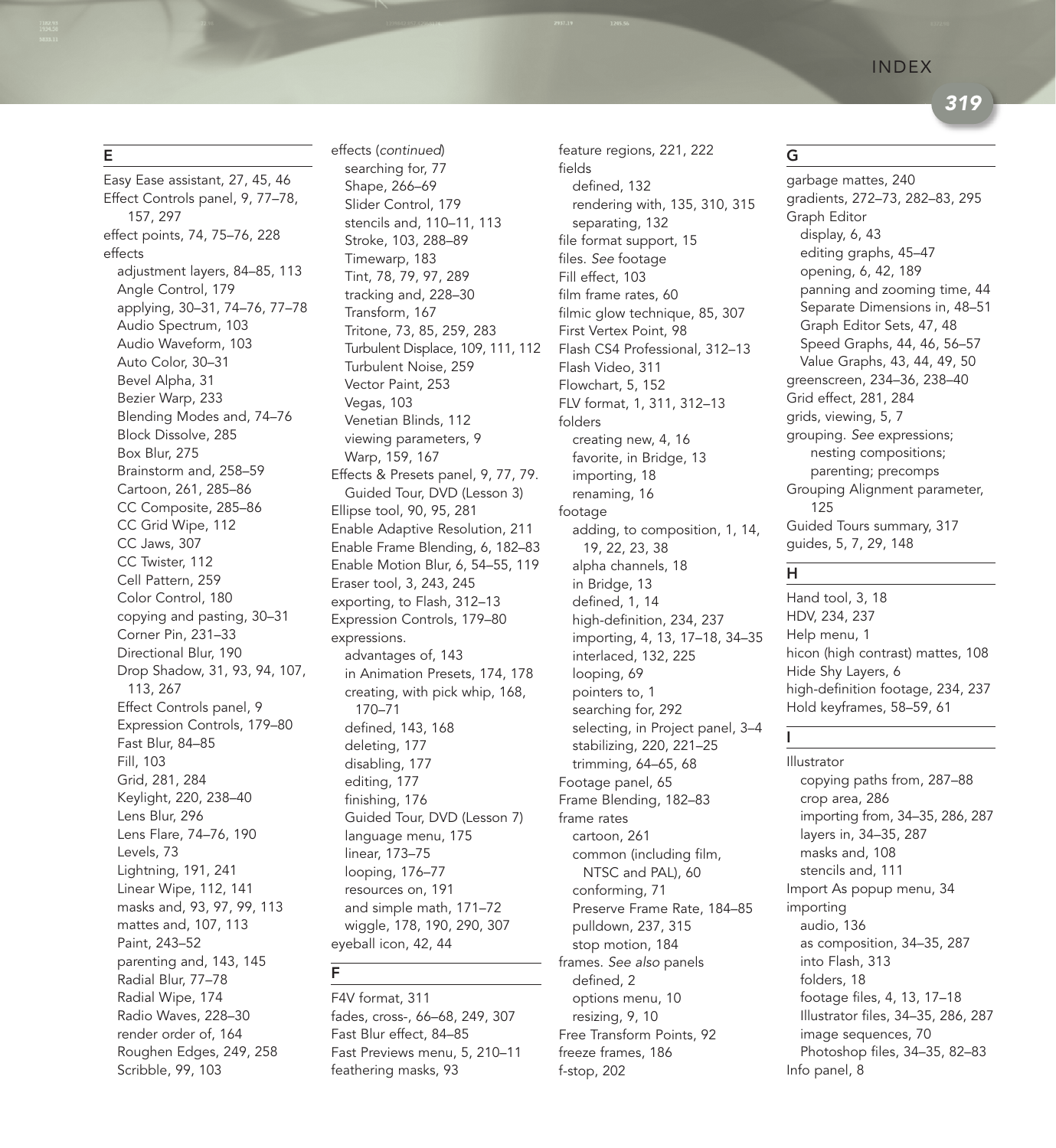## E

Easy Ease assistant, 27, 45, 46
Effect Controls panel, 9, 77–78, 157, 297
effect points, 74, 75–76, 228
effects
- adjustment layers, 84–85, 113
- Angle Control, 179
- applying, 30–31, 74–76, 77–78
- Audio Spectrum, 103
- Audio Waveform, 103
- Auto Color, 30–31
- Bevel Alpha, 31
- Bezier Warp, 233
- Blending Modes and, 74–76
- Block Dissolve, 285
- Box Blur, 275
- Brainstorm and, 258–59
- Cartoon, 261, 285–86
- CC Composite, 285–86
- CC Grid Wipe, 112
- CC Jaws, 307
- CC Twister, 112
- Cell Pattern, 259
- Color Control, 180
- copying and pasting, 30–31
- Corner Pin, 231–33
- Directional Blur, 190
- Drop Shadow, 31, 93, 94, 107, 113, 267
- Effect Controls panel, 9
- Expression Controls, 179–80
- Fast Blur, 84–85
- Fill, 103
- Grid, 281, 284
- Keylight, 220, 238–40
- Lens Blur, 296
- Lens Flare, 74–76, 190
- Levels, 73
- Lightning, 191, 241
- Linear Wipe, 112, 141
- masks and, 93, 97, 99, 113
- mattes and, 107, 113
- Paint, 243–52
- parenting and, 143, 145
- Radial Blur, 77–78
- Radial Wipe, 174
- Radio Waves, 228–30
- render order of, 164
- Roughen Edges, 249, 258
- Scribble, 99, 103

effects (*continued*)
- searching for, 77
- Shape, 266–69
- Slider Control, 179
- stencils and, 110–11, 113
- Stroke, 103, 288–89
- Timewarp, 183
- Tint, 78, 79, 97, 289
- tracking and, 228–30
- Transform, 167
- Tritone, 73, 85, 259, 283
- Turbulent Displace, 109, 111, 112
- Turbulent Noise, 259
- Vector Paint, 253
- Vegas, 103
- Venetian Blinds, 112
- viewing parameters, 9
- Warp, 159, 167

Effects & Presets panel, 9, 77, 79. Guided Tour, DVD (Lesson 3)
Ellipse tool, 90, 95, 281
Enable Adaptive Resolution, 211
Enable Frame Blending, 6, 182–83
Enable Motion Blur, 6, 54–55, 119
Eraser tool, 3, 243, 245
exporting, to Flash, 312–13
Expression Controls, 179–80
expressions.
- advantages of, 143
- in Animation Presets, 174, 178
- creating, with pick whip, 168, 170–71
- defined, 143, 168
- deleting, 177
- disabling, 177
- editing, 177
- finishing, 176
- Guided Tour, DVD (Lesson 7)
- language menu, 175
- linear, 173–75
- looping, 176–77
- resources on, 191
- and simple math, 171–72
- wiggle, 178, 190, 290, 307

eyeball icon, 42, 44

## F

F4V format, 311
fades, cross-, 66–68, 249, 307
Fast Blur effect, 84–85
Fast Previews menu, 5, 210–11
feathering masks, 93
feature regions, 221, 222
fields
- defined, 132
- rendering with, 135, 310, 315
- separating, 132

file format support, 15
files. *See* footage
Fill effect, 103
film frame rates, 60
filmic glow technique, 85, 307
First Vertex Point, 98
Flash CS4 Professional, 312–13
Flash Video, 311
Flowchart, 5, 152
FLV format, 1, 311, 312–13
folders
- creating new, 4, 16
- favorite, in Bridge, 13
- importing, 18
- renaming, 16

footage
- adding, to composition, 1, 14, 19, 22, 23, 38
- alpha channels, 18
- in Bridge, 13
- defined, 1, 14
- high-definition, 234, 237
- importing, 4, 13, 17–18, 34–35
- interlaced, 132, 225
- looping, 69
- pointers to, 1
- searching for, 292
- selecting, in Project panel, 3–4
- stabilizing, 220, 221–25
- trimming, 64–65, 68

Footage panel, 65
Frame Blending, 182–83
frame rates
- cartoon, 261
- common (including film, NTSC and PAL), 60
- conforming, 71
- Preserve Frame Rate, 184–85
- pulldown, 237, 315
- stop motion, 184

frames. *See also* panels
- defined, 2
- options menu, 10
- resizing, 9, 10

Free Transform Points, 92
freeze frames, 186
f-stop, 202

## G

garbage mattes, 240
gradients, 272–73, 282–83, 295
Graph Editor
- display, 6, 43
- editing graphs, 45–47
- opening, 6, 42, 189
- panning and zooming time, 44
- Separate Dimensions in, 48–51
- Graph Editor Sets, 47, 48
- Speed Graphs, 44, 46, 56–57
- Value Graphs, 43, 44, 49, 50

greenscreen, 234–36, 238–40
Grid effect, 281, 284
grids, viewing, 5, 7
grouping. *See* expressions; nesting compositions; parenting; precomps
Grouping Alignment parameter, 125
Guided Tours summary, 317
guides, 5, 7, 29, 148

## H

Hand tool, 3, 18
HDV, 234, 237
Help menu, 1
hicon (high contrast) mattes, 108
Hide Shy Layers, 6
high-definition footage, 234, 237
Hold keyframes, 58–59, 61

## I

Illustrator
- copying paths from, 287–88
- crop area, 286
- importing from, 34–35, 286, 287
- layers in, 34–35, 287
- masks and, 108
- stencils and, 111

Import As popup menu, 34
importing
- audio, 136
- as composition, 34–35, 287
- into Flash, 313
- folders, 18
- footage files, 4, 13, 17–18
- Illustrator files, 34–35, 286, 287
- image sequences, 70
- Photoshop files, 34–35, 82–83

Info panel, 8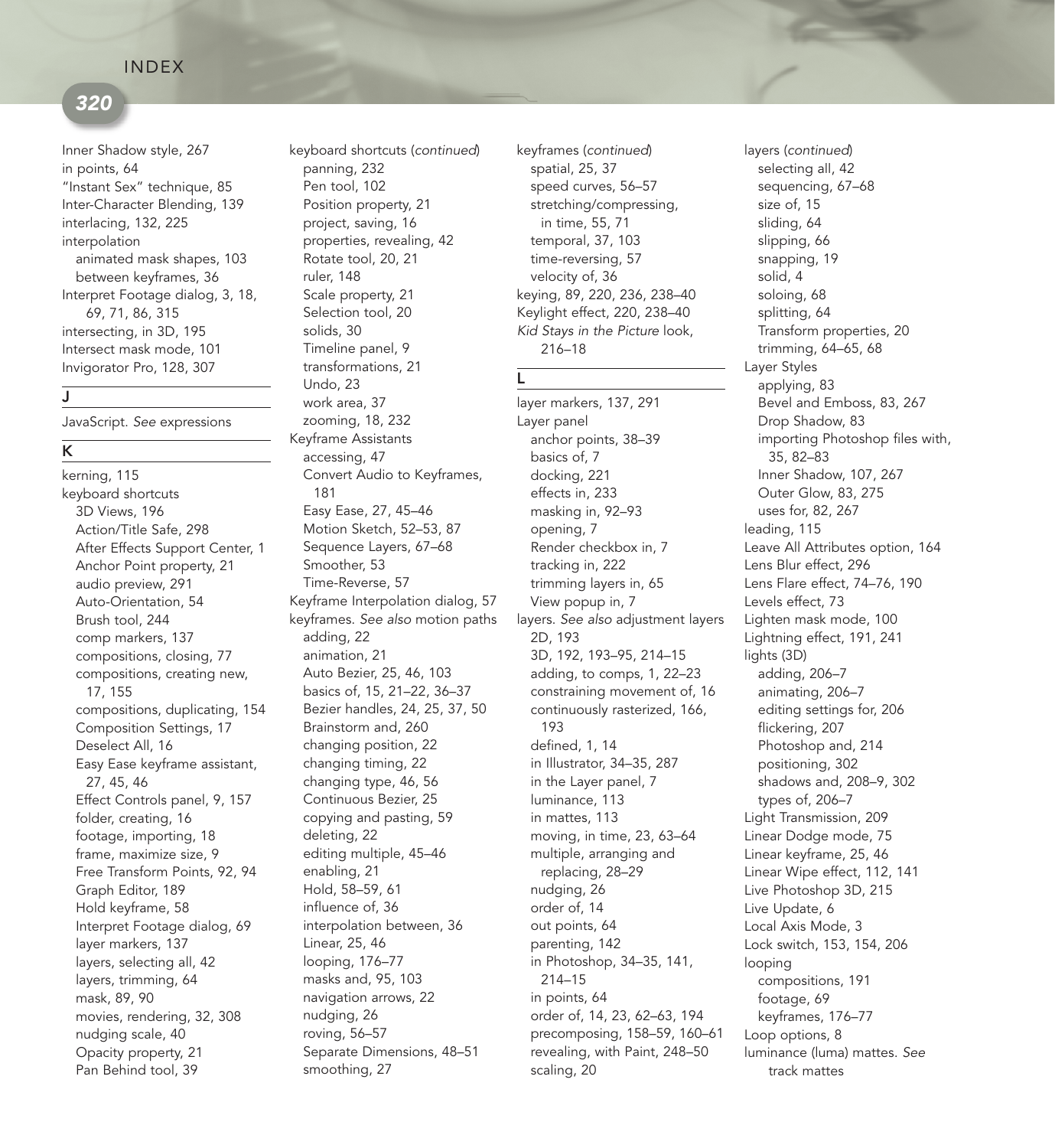Inner Shadow style, 267
in points, 64
"Instant Sex" technique, 85
Inter-Character Blending, 139
interlacing, 132, 225
interpolation
  animated mask shapes, 103
  between keyframes, 36
Interpret Footage dialog, 3, 18, 69, 71, 86, 315
intersecting, in 3D, 195
Intersect mask mode, 101
Invigorator Pro, 128, 307

## J

JavaScript. *See* expressions

## K

kerning, 115
keyboard shortcuts
  3D Views, 196
  Action/Title Safe, 298
  After Effects Support Center, 1
  Anchor Point property, 21
  audio preview, 291
  Auto-Orientation, 54
  Brush tool, 244
  comp markers, 137
  compositions, closing, 77
  compositions, creating new, 17, 155
  compositions, duplicating, 154
  Composition Settings, 17
  Deselect All, 16
  Easy Ease keyframe assistant, 27, 45, 46
  Effect Controls panel, 9, 157
  folder, creating, 16
  footage, importing, 18
  frame, maximize size, 9
  Free Transform Points, 92, 94
  Graph Editor, 189
  Hold keyframe, 58
  Interpret Footage dialog, 69
  layer markers, 137
  layers, selecting all, 42
  layers, trimming, 64
  mask, 89, 90
  movies, rendering, 32, 308
  nudging scale, 40
  Opacity property, 21
  Pan Behind tool, 39

keyboard shortcuts (*continued*)
  panning, 232
  Pen tool, 102
  Position property, 21
  project, saving, 16
  properties, revealing, 42
  Rotate tool, 20, 21
  ruler, 148
  Scale property, 21
  Selection tool, 20
  solids, 30
  Timeline panel, 9
  transformations, 21
  Undo, 23
  work area, 37
  zooming, 18, 232
Keyframe Assistants
  accessing, 47
  Convert Audio to Keyframes, 181
  Easy Ease, 27, 45–46
  Motion Sketch, 52–53, 87
  Sequence Layers, 67–68
  Smoother, 53
  Time-Reverse, 57
Keyframe Interpolation dialog, 57
keyframes. *See also* motion paths
  adding, 22
  animation, 21
  Auto Bezier, 25, 46, 103
  basics of, 15, 21–22, 36–37
  Bezier handles, 24, 25, 37, 50
  Brainstorm and, 260
  changing position, 22
  changing timing, 22
  changing type, 46, 56
  Continuous Bezier, 25
  copying and pasting, 59
  deleting, 22
  editing multiple, 45–46
  enabling, 21
  Hold, 58–59, 61
  influence of, 36
  interpolation between, 36
  Linear, 25, 46
  looping, 176–77
  masks and, 95, 103
  navigation arrows, 22
  nudging, 26
  roving, 56–57
  Separate Dimensions, 48–51
  smoothing, 27

keyframes (*continued*)
  spatial, 25, 37
  speed curves, 56–57
  stretching/compressing, in time, 55, 71
  temporal, 37, 103
  time-reversing, 57
  velocity of, 36
keying, 89, 220, 236, 238–40
Keylight effect, 220, 238–40
*Kid Stays in the Picture* look, 216–18

## L

layer markers, 137, 291
Layer panel
  anchor points, 38–39
  basics of, 7
  docking, 221
  effects in, 233
  masking in, 92–93
  opening, 7
  Render checkbox in, 7
  tracking in, 222
  trimming layers in, 65
  View popup in, 7
layers. *See also* adjustment layers
  2D, 193
  3D, 192, 193–95, 214–15
  adding, to comps, 1, 22–23
  constraining movement of, 16
  continuously rasterized, 166, 193
  defined, 1, 14
  in Illustrator, 34–35, 287
  in the Layer panel, 7
  luminance, 113
  in mattes, 113
  moving, in time, 23, 63–64
  multiple, arranging and replacing, 28–29
  nudging, 26
  order of, 14
  out points, 64
  parenting, 142
  in Photoshop, 34–35, 141, 214–15
  in points, 64
  order of, 14, 23, 62–63, 194
  precomposing, 158–59, 160–61
  revealing, with Paint, 248–50
  scaling, 20

layers (*continued*)
  selecting all, 42
  sequencing, 67–68
  size of, 15
  sliding, 64
  slipping, 66
  snapping, 19
  solid, 4
  soloing, 68
  splitting, 64
  Transform properties, 20
  trimming, 64–65, 68
Layer Styles
  applying, 83
  Bevel and Emboss, 83, 267
  Drop Shadow, 83
  importing Photoshop files with, 35, 82–83
  Inner Shadow, 107, 267
  Outer Glow, 83, 275
  uses for, 82, 267
leading, 115
Leave All Attributes option, 164
Lens Blur effect, 296
Lens Flare effect, 74–76, 190
Levels effect, 73
Lighten mask mode, 100
Lightning effect, 191, 241
lights (3D)
  adding, 206–7
  animating, 206–7
  editing settings for, 206
  flickering, 207
  Photoshop and, 214
  positioning, 302
  shadows and, 208–9, 302
  types of, 206–7
Light Transmission, 209
Linear Dodge mode, 75
Linear keyframe, 25, 46
Linear Wipe effect, 112, 141
Live Photoshop 3D, 215
Live Update, 6
Local Axis Mode, 3
Lock switch, 153, 154, 206
looping
  compositions, 191
  footage, 69
  keyframes, 176–77
Loop options, 8
luminance (luma) mattes. *See* track mattes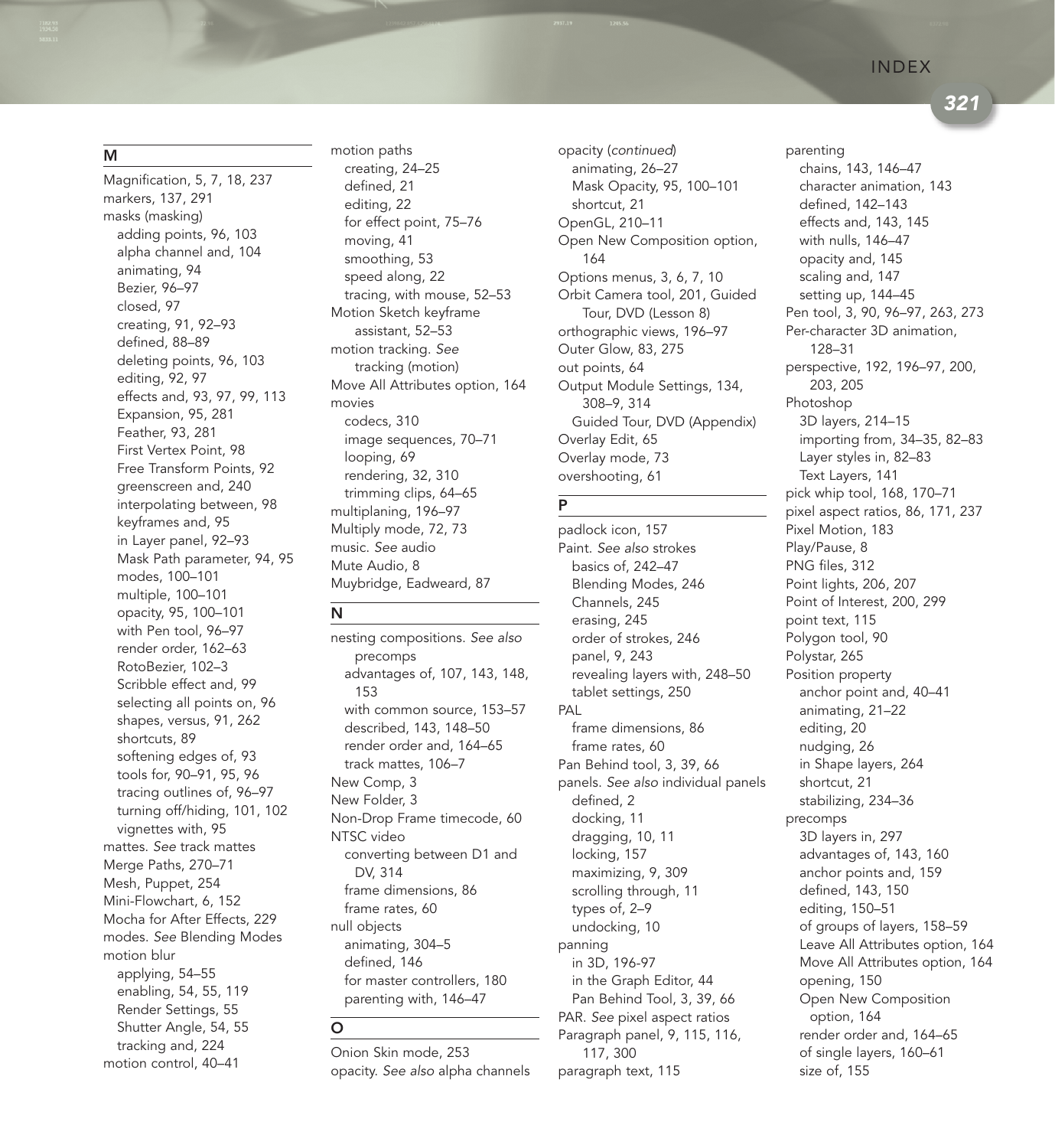## M

- Magnification, 5, 7, 18, 237
- markers, 137, 291
- masks (masking)
  - adding points, 96, 103
  - alpha channel and, 104
  - animating, 94
  - Bezier, 96–97
  - closed, 97
  - creating, 91, 92–93
  - defined, 88–89
  - deleting points, 96, 103
  - editing, 92, 97
  - effects and, 93, 97, 99, 113
  - Expansion, 95, 281
  - Feather, 93, 281
  - First Vertex Point, 98
  - Free Transform Points, 92
  - greenscreen and, 240
  - interpolating between, 98
  - keyframes and, 95
  - in Layer panel, 92–93
  - Mask Path parameter, 94, 95
  - modes, 100–101
  - multiple, 100–101
  - opacity, 95, 100–101
  - with Pen tool, 96–97
  - render order, 162–63
  - RotoBezier, 102–3
  - Scribble effect and, 99
  - selecting all points on, 96
  - shapes, versus, 91, 262
  - shortcuts, 89
  - softening edges of, 93
  - tools for, 90–91, 95, 96
  - tracing outlines of, 96–97
  - turning off/hiding, 101, 102
  - vignettes with, 95
- mattes. *See* track mattes
- Merge Paths, 270–71
- Mesh, Puppet, 254
- Mini-Flowchart, 6, 152
- Mocha for After Effects, 229
- modes. *See* Blending Modes
- motion blur
  - applying, 54–55
  - enabling, 54, 55, 119
  - Render Settings, 55
  - Shutter Angle, 54, 55
  - tracking and, 224
- motion control, 40–41
- motion paths
  - creating, 24–25
  - defined, 21
  - editing, 22
  - for effect point, 75–76
  - moving, 41
  - smoothing, 53
  - speed along, 22
  - tracing, with mouse, 52–53
- Motion Sketch keyframe assistant, 52–53
- motion tracking. *See* tracking (motion)
- Move All Attributes option, 164
- movies
  - codecs, 310
  - image sequences, 70–71
  - looping, 69
  - rendering, 32, 310
  - trimming clips, 64–65
- multiplaning, 196–97
- Multiply mode, 72, 73
- music. *See* audio
- Mute Audio, 8
- Muybridge, Eadweard, 87

## N

- nesting compositions. *See also* precomps
  - advantages of, 107, 143, 148, 153
  - with common source, 153–57
  - described, 143, 148–50
  - render order and, 164–65
  - track mattes, 106–7
- New Comp, 3
- New Folder, 3
- Non-Drop Frame timecode, 60
- NTSC video
  - converting between D1 and DV, 314
  - frame dimensions, 86
  - frame rates, 60
- null objects
  - animating, 304–5
  - defined, 146
  - for master controllers, 180
  - parenting with, 146–47

## O

- Onion Skin mode, 253
- opacity. *See also* alpha channels
- opacity (*continued*)
  - animating, 26–27
  - Mask Opacity, 95, 100–101
  - shortcut, 21
- OpenGL, 210–11
- Open New Composition option, 164
- Options menus, 3, 6, 7, 10
- Orbit Camera tool, 201, Guided Tour, DVD (Lesson 8)
- orthographic views, 196–97
- Outer Glow, 83, 275
- out points, 64
- Output Module Settings, 134, 308–9, 314
  - Guided Tour, DVD (Appendix)
- Overlay Edit, 65
- Overlay mode, 73
- overshooting, 61

## P

- padlock icon, 157
- Paint. *See also* strokes
  - basics of, 242–47
  - Blending Modes, 246
  - Channels, 245
  - erasing, 245
  - order of strokes, 246
  - panel, 9, 243
  - revealing layers with, 248–50
  - tablet settings, 250
- PAL
  - frame dimensions, 86
  - frame rates, 60
- Pan Behind tool, 3, 39, 66
- panels. *See also* individual panels
  - defined, 2
  - docking, 11
  - dragging, 10, 11
  - locking, 157
  - maximizing, 9, 309
  - scrolling through, 11
  - types of, 2–9
  - undocking, 10
- panning
  - in 3D, 196-97
  - in the Graph Editor, 44
  - Pan Behind Tool, 3, 39, 66
- PAR. *See* pixel aspect ratios
- Paragraph panel, 9, 115, 116, 117, 300
- paragraph text, 115
- parenting
  - chains, 143, 146–47
  - character animation, 143
  - defined, 142–143
  - effects and, 143, 145
  - with nulls, 146–47
  - opacity and, 145
  - scaling and, 147
  - setting up, 144–45
- Pen tool, 3, 90, 96–97, 263, 273
- Per-character 3D animation, 128–31
- perspective, 192, 196–97, 200, 203, 205
- Photoshop
  - 3D layers, 214–15
  - importing from, 34–35, 82–83
  - Layer styles in, 82–83
  - Text Layers, 141
- pick whip tool, 168, 170–71
- pixel aspect ratios, 86, 171, 237
- Pixel Motion, 183
- Play/Pause, 8
- PNG files, 312
- Point lights, 206, 207
- Point of Interest, 200, 299
- point text, 115
- Polygon tool, 90
- Polystar, 265
- Position property
  - anchor point and, 40–41
  - animating, 21–22
  - editing, 20
  - nudging, 26
  - in Shape layers, 264
  - shortcut, 21
  - stabilizing, 234–36
- precomps
  - 3D layers in, 297
  - advantages of, 143, 160
  - anchor points and, 159
  - defined, 143, 150
  - editing, 150–51
  - of groups of layers, 158–59
  - Leave All Attributes option, 164
  - Move All Attributes option, 164
  - opening, 150
  - Open New Composition option, 164
  - render order and, 164–65
  - of single layers, 160–61
  - size of, 155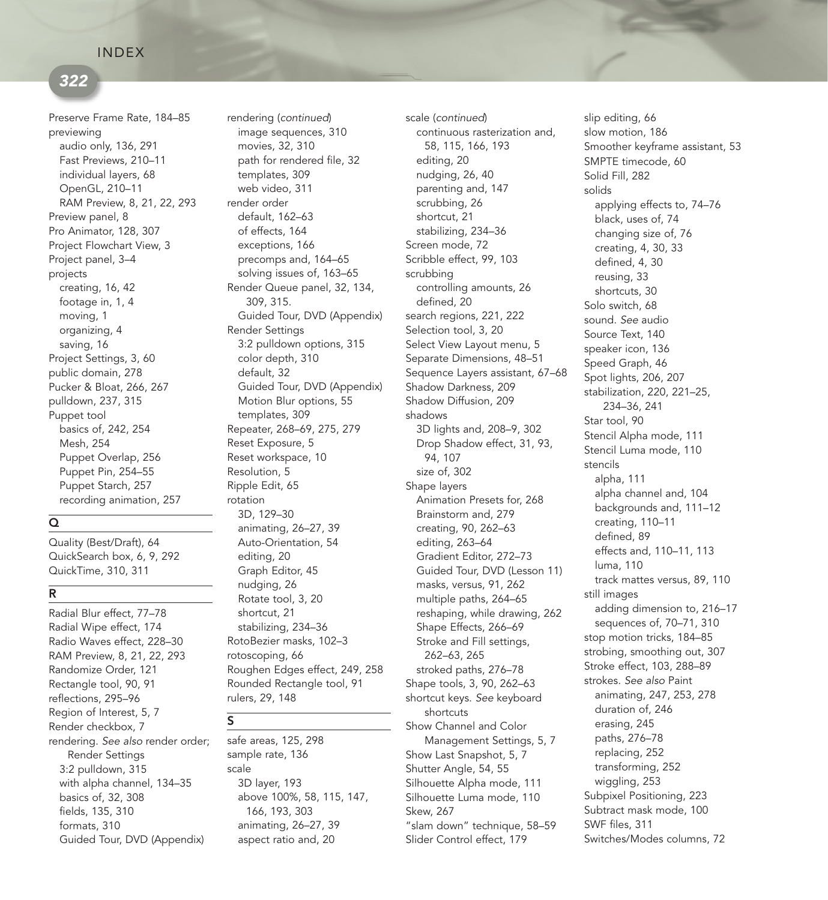Preserve Frame Rate, 184–85
previewing
- audio only, 136, 291
- Fast Previews, 210–11
- individual layers, 68
- OpenGL, 210–11
- RAM Preview, 8, 21, 22, 293

Preview panel, 8
Pro Animator, 128, 307
Project Flowchart View, 3
Project panel, 3–4
projects
- creating, 16, 42
- footage in, 1, 4
- moving, 1
- organizing, 4
- saving, 16

Project Settings, 3, 60
public domain, 278
Pucker & Bloat, 266, 267
pulldown, 237, 315
Puppet tool
- basics of, 242, 254
- Mesh, 254
- Puppet Overlap, 256
- Puppet Pin, 254–55
- Puppet Starch, 257
- recording animation, 257

## Q

Quality (Best/Draft), 64
QuickSearch box, 6, 9, 292
QuickTime, 310, 311

## R

Radial Blur effect, 77–78
Radial Wipe effect, 174
Radio Waves effect, 228–30
RAM Preview, 8, 21, 22, 293
Randomize Order, 121
Rectangle tool, 90, 91
reflections, 295–96
Region of Interest, 5, 7
Render checkbox, 7
rendering. *See also* render order; Render Settings
- 3:2 pulldown, 315
- with alpha channel, 134–35
- basics of, 32, 308
- fields, 135, 310
- formats, 310
- Guided Tour, DVD (Appendix)

rendering (*continued*)
- image sequences, 310
- movies, 32, 310
- path for rendered file, 32
- templates, 309
- web video, 311

render order
- default, 162–63
- of effects, 164
- exceptions, 166
- precomps and, 164–65
- solving issues of, 163–65

Render Queue panel, 32, 134, 309, 315.
- Guided Tour, DVD (Appendix)

Render Settings
- 3:2 pulldown options, 315
- color depth, 310
- default, 32
- Guided Tour, DVD (Appendix)
- Motion Blur options, 55
- templates, 309

Repeater, 268–69, 275, 279
Reset Exposure, 5
Reset workspace, 10
Resolution, 5
Ripple Edit, 65
rotation
- 3D, 129–30
- animating, 26–27, 39
- Auto-Orientation, 54
- editing, 20
- Graph Editor, 45
- nudging, 26
- Rotate tool, 3, 20
- shortcut, 21
- stabilizing, 234–36

RotoBezier masks, 102–3
rotoscoping, 66
Roughen Edges effect, 249, 258
Rounded Rectangle tool, 91
rulers, 29, 148

## S

safe areas, 125, 298
sample rate, 136
scale
- 3D layer, 193
- above 100%, 58, 115, 147, 166, 193, 303
- animating, 26–27, 39
- aspect ratio and, 20

scale (*continued*)
- continuous rasterization and, 58, 115, 166, 193
- editing, 20
- nudging, 26, 40
- parenting and, 147
- scrubbing, 26
- shortcut, 21
- stabilizing, 234–36

Screen mode, 72
Scribble effect, 99, 103
scrubbing
- controlling amounts, 26
- defined, 20

search regions, 221, 222
Selection tool, 3, 20
Select View Layout menu, 5
Separate Dimensions, 48–51
Sequence Layers assistant, 67–68
Shadow Darkness, 209
Shadow Diffusion, 209
shadows
- 3D lights and, 208–9, 302
- Drop Shadow effect, 31, 93, 94, 107
- size of, 302

Shape layers
- Animation Presets for, 268
- Brainstorm and, 279
- creating, 90, 262–63
- editing, 263–64
- Gradient Editor, 272–73
- Guided Tour, DVD (Lesson 11)
- masks, versus, 91, 262
- multiple paths, 264–65
- reshaping, while drawing, 262
- Shape Effects, 266–69
- Stroke and Fill settings, 262–63, 265
- stroked paths, 276–78

Shape tools, 3, 90, 262–63
shortcut keys. *See* keyboard shortcuts
Show Channel and Color Management Settings, 5, 7
Show Last Snapshot, 5, 7
Shutter Angle, 54, 55
Silhouette Alpha mode, 111
Silhouette Luma mode, 110
Skew, 267
"slam down" technique, 58–59
Slider Control effect, 179

slip editing, 66
slow motion, 186
Smoother keyframe assistant, 53
SMPTE timecode, 60
Solid Fill, 282
solids
- applying effects to, 74–76
- black, uses of, 74
- changing size of, 76
- creating, 4, 30, 33
- defined, 4, 30
- reusing, 33
- shortcuts, 30

Solo switch, 68
sound. *See* audio
Source Text, 140
speaker icon, 136
Speed Graph, 46
Spot lights, 206, 207
stabilization, 220, 221–25, 234–36, 241
Star tool, 90
Stencil Alpha mode, 111
Stencil Luma mode, 110
stencils
- alpha, 111
- alpha channel and, 104
- backgrounds and, 111–12
- creating, 110–11
- defined, 89
- effects and, 110–11, 113
- luma, 110
- track mattes versus, 89, 110

still images
- adding dimension to, 216–17
- sequences of, 70–71, 310

stop motion tricks, 184–85
strobing, smoothing out, 307
Stroke effect, 103, 288–89
strokes. *See also* Paint
- animating, 247, 253, 278
- duration of, 246
- erasing, 245
- paths, 276–78
- replacing, 252
- transforming, 252
- wiggling, 253

Subpixel Positioning, 223
Subtract mask mode, 100
SWF files, 311
Switches/Modes columns, 72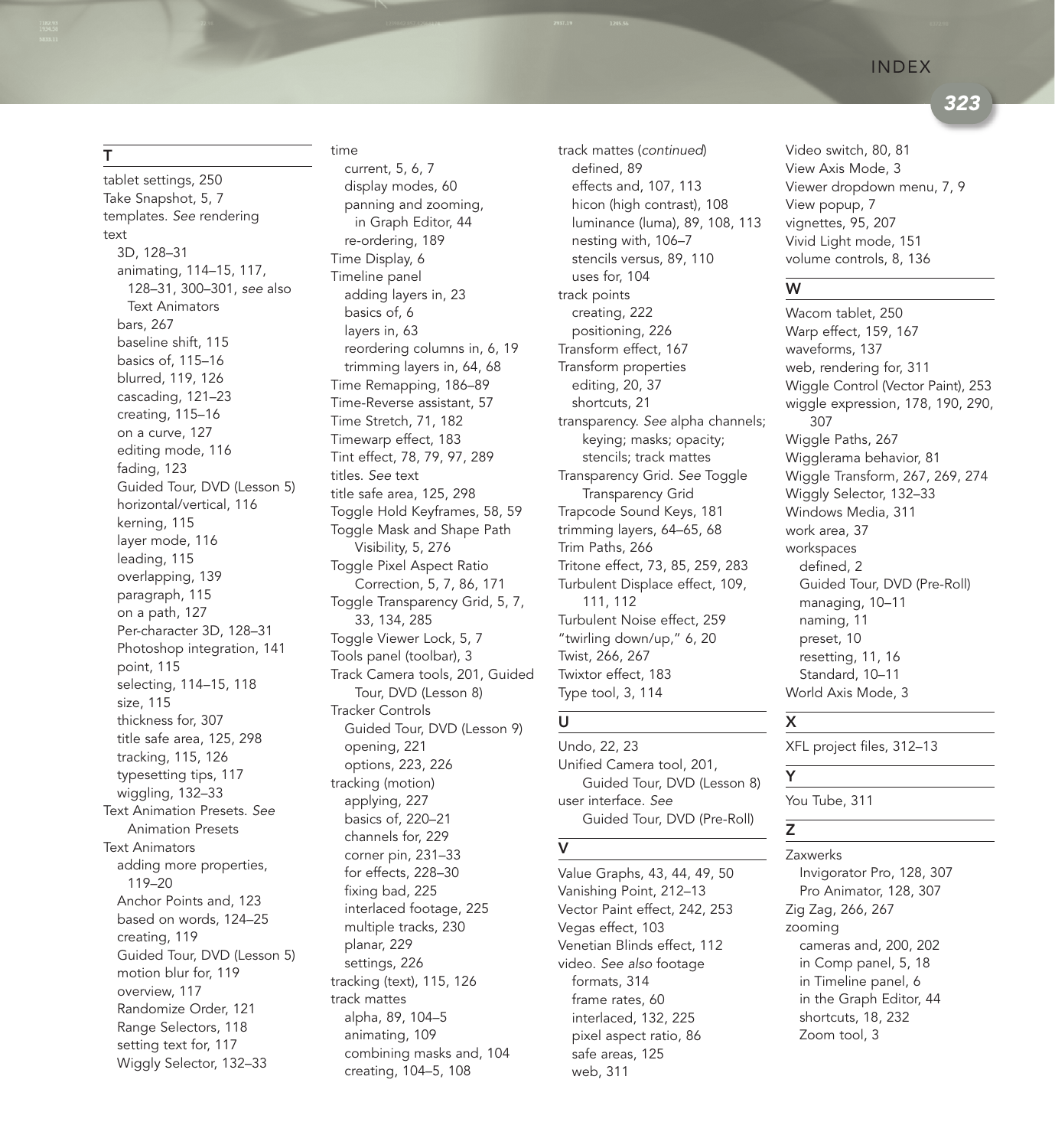## T

tablet settings, 250
Take Snapshot, 5, 7
templates. *See* rendering
text
  3D, 128–31
  animating, 114–15, 117, 128–31, 300–301, *see* also Text Animators
  bars, 267
  baseline shift, 115
  basics of, 115–16
  blurred, 119, 126
  cascading, 121–23
  creating, 115–16
  on a curve, 127
  editing mode, 116
  fading, 123
  Guided Tour, DVD (Lesson 5)
  horizontal/vertical, 116
  kerning, 115
  layer mode, 116
  leading, 115
  overlapping, 139
  paragraph, 115
  on a path, 127
  Per-character 3D, 128–31
  Photoshop integration, 141
  point, 115
  selecting, 114–15, 118
  size, 115
  thickness for, 307
  title safe area, 125, 298
  tracking, 115, 126
  typesetting tips, 117
  wiggling, 132–33
Text Animation Presets. *See* Animation Presets
Text Animators
  adding more properties, 119–20
  Anchor Points and, 123
  based on words, 124–25
  creating, 119
  Guided Tour, DVD (Lesson 5)
  motion blur for, 119
  overview, 117
  Randomize Order, 121
  Range Selectors, 118
  setting text for, 117
  Wiggly Selector, 132–33
time
  current, 5, 6, 7
  display modes, 60
  panning and zooming, in Graph Editor, 44
  re-ordering, 189
Time Display, 6
Timeline panel
  adding layers in, 23
  basics of, 6
  layers in, 63
  reordering columns in, 6, 19
  trimming layers in, 64, 68
Time Remapping, 186–89
Time-Reverse assistant, 57
Time Stretch, 71, 182
Timewarp effect, 183
Tint effect, 78, 79, 97, 289
titles. *See* text
title safe area, 125, 298
Toggle Hold Keyframes, 58, 59
Toggle Mask and Shape Path Visibility, 5, 276
Toggle Pixel Aspect Ratio Correction, 5, 7, 86, 171
Toggle Transparency Grid, 5, 7, 33, 134, 285
Toggle Viewer Lock, 5, 7
Tools panel (toolbar), 3
Track Camera tools, 201, Guided Tour, DVD (Lesson 8)
Tracker Controls
  Guided Tour, DVD (Lesson 9)
  opening, 221
  options, 223, 226
tracking (motion)
  applying, 227
  basics of, 220–21
  channels for, 229
  corner pin, 231–33
  for effects, 228–30
  fixing bad, 225
  interlaced footage, 225
  multiple tracks, 230
  planar, 229
  settings, 226
tracking (text), 115, 126
track mattes
  alpha, 89, 104–5
  animating, 109
  combining masks and, 104
  creating, 104–5, 108
track mattes (*continued*)
  defined, 89
  effects and, 107, 113
  hicon (high contrast), 108
  luminance (luma), 89, 108, 113
  nesting with, 106–7
  stencils versus, 89, 110
  uses for, 104
track points
  creating, 222
  positioning, 226
Transform effect, 167
Transform properties
  editing, 20, 37
  shortcuts, 21
transparency. *See* alpha channels; keying; masks; opacity; stencils; track mattes
Transparency Grid. *See* Toggle Transparency Grid
Trapcode Sound Keys, 181
trimming layers, 64–65, 68
Trim Paths, 266
Tritone effect, 73, 85, 259, 283
Turbulent Displace effect, 109, 111, 112
Turbulent Noise effect, 259
"twirling down/up," 6, 20
Twist, 266, 267
Twixtor effect, 183
Type tool, 3, 114

## U

Undo, 22, 23
Unified Camera tool, 201, Guided Tour, DVD (Lesson 8)
user interface. *See* Guided Tour, DVD (Pre-Roll)

## V

Value Graphs, 43, 44, 49, 50
Vanishing Point, 212–13
Vector Paint effect, 242, 253
Vegas effect, 103
Venetian Blinds effect, 112
video. *See also* footage
  formats, 314
  frame rates, 60
  interlaced, 132, 225
  pixel aspect ratio, 86
  safe areas, 125
  web, 311
Video switch, 80, 81
View Axis Mode, 3
Viewer dropdown menu, 7, 9
View popup, 7
vignettes, 95, 207
Vivid Light mode, 151
volume controls, 8, 136

## W

Wacom tablet, 250
Warp effect, 159, 167
waveforms, 137
web, rendering for, 311
Wiggle Control (Vector Paint), 253
wiggle expression, 178, 190, 290, 307
Wiggle Paths, 267
Wigglerama behavior, 81
Wiggle Transform, 267, 269, 274
Wiggly Selector, 132–33
Windows Media, 311
work area, 37
workspaces
  defined, 2
  Guided Tour, DVD (Pre-Roll)
  managing, 10–11
  naming, 11
  preset, 10
  resetting, 11, 16
  Standard, 10–11
World Axis Mode, 3

## X

XFL project files, 312–13

## Y

You Tube, 311

## Z

Zaxwerks
  Invigorator Pro, 128, 307
  Pro Animator, 128, 307
Zig Zag, 266, 267
zooming
  cameras and, 200, 202
  in Comp panel, 5, 18
  in Timeline panel, 6
  in the Graph Editor, 44
  shortcuts, 18, 232
  Zoom tool, 3